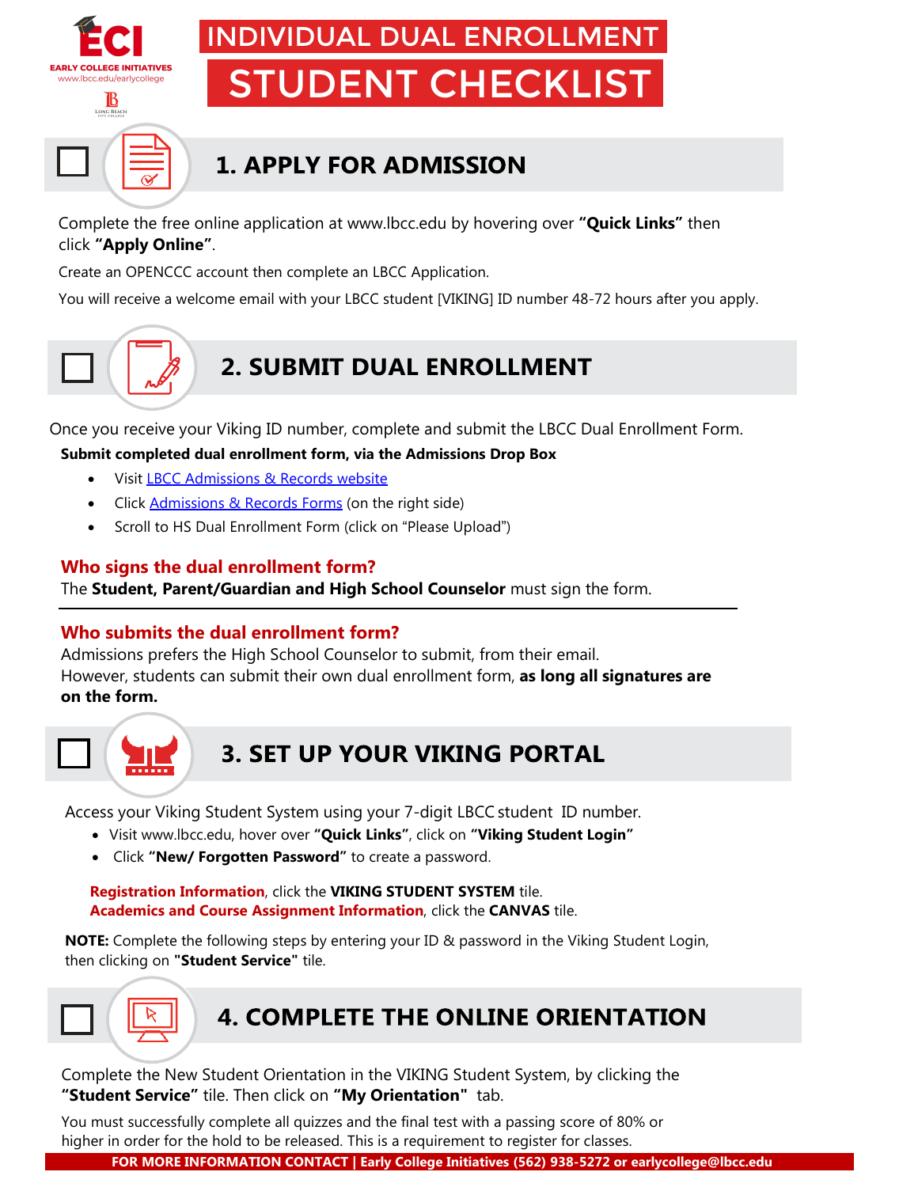EARLY COLLEGE INITIATIVES
www.lbcc.edu/earlycollege

# INDIVIDUAL DUAL ENROLLMENT STUDENT CHECKLIST

## 1. APPLY FOR ADMISSION

Complete the free online application at www.lbcc.edu by hovering over **"Quick Links"** then click **"Apply Online"**.

Create an OPENCCC account then complete an LBCC Application.

You will receive a welcome email with your LBCC student [VIKING] ID number 48-72 hours after you apply.

## 2. SUBMIT DUAL ENROLLMENT

Once you receive your Viking ID number, complete and submit the LBCC Dual Enrollment Form.

**Submit completed dual enrollment form, via the Admissions Drop Box**

- Visit LBCC Admissions & Records website
- Click Admissions & Records Forms (on the right side)
- Scroll to HS Dual Enrollment Form (click on "Please Upload")

### Who signs the dual enrollment form?

The **Student, Parent/Guardian and High School Counselor** must sign the form.

### Who submits the dual enrollment form?

Admissions prefers the High School Counselor to submit, from their email.
However, students can submit their own dual enrollment form, **as long all signatures are on the form.**

## 3. SET UP YOUR VIKING PORTAL

Access your Viking Student System using your 7-digit LBCC student ID number.

- Visit www.lbcc.edu, hover over **"Quick Links"**, click on **"Viking Student Login"**
- Click **"New/ Forgotten Password"** to create a password.

**Registration Information**, click the **VIKING STUDENT SYSTEM** tile.
**Academics and Course Assignment Information**, click the **CANVAS** tile.

**NOTE:** Complete the following steps by entering your ID & password in the Viking Student Login, then clicking on **"Student Service"** tile.

## 4. COMPLETE THE ONLINE ORIENTATION

Complete the New Student Orientation in the VIKING Student System, by clicking the **"Student Service"** tile. Then click on **"My Orientation"** tab.

You must successfully complete all quizzes and the final test with a passing score of 80% or higher in order for the hold to be released. This is a requirement to register for classes.

**FOR MORE INFORMATION CONTACT | Early College Initiatives (562) 938-5272 or earlycollege@lbcc.edu**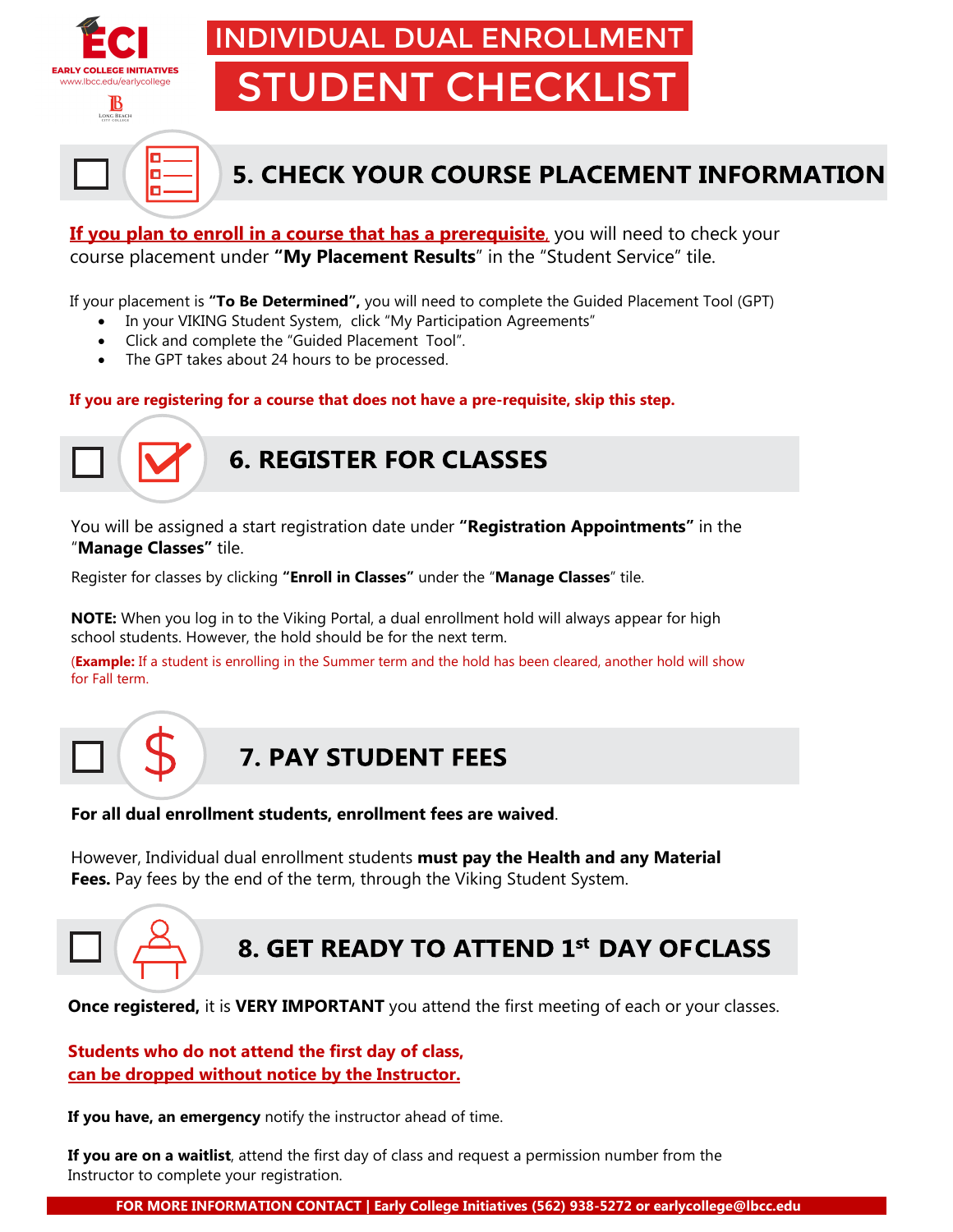# INDIVIDUAL DUAL ENROLLMENT STUDENT CHECKLIST

## 5. CHECK YOUR COURSE PLACEMENT INFORMATION

**If you plan to enroll in a course that has a prerequisite**, you will need to check your course placement under **"My Placement Results"** in the "Student Service" tile.

If your placement is **"To Be Determined",** you will need to complete the Guided Placement Tool (GPT)

- In your VIKING Student System, click "My Participation Agreements"
- Click and complete the "Guided Placement Tool".
- The GPT takes about 24 hours to be processed.

**If you are registering for a course that does not have a pre-requisite, skip this step.**

## 6. REGISTER FOR CLASSES

You will be assigned a start registration date under **"Registration Appointments"** in the "**Manage Classes"** tile.

Register for classes by clicking **"Enroll in Classes"** under the "**Manage Classes**" tile.

**NOTE:** When you log in to the Viking Portal, a dual enrollment hold will always appear for high school students. However, the hold should be for the next term.

(**Example:** If a student is enrolling in the Summer term and the hold has been cleared, another hold will show for Fall term.

## 7. PAY STUDENT FEES

**For all dual enrollment students, enrollment fees are waived**.

However, Individual dual enrollment students **must pay the Health and any Material Fees.** Pay fees by the end of the term, through the Viking Student System.

## 8. GET READY TO ATTEND 1st DAY OF CLASS

**Once registered,** it is **VERY IMPORTANT** you attend the first meeting of each or your classes.

**Students who do not attend the first day of class, can be dropped without notice by the Instructor.**

**If you have, an emergency** notify the instructor ahead of time.

**If you are on a waitlist**, attend the first day of class and request a permission number from the Instructor to complete your registration.

**FOR MORE INFORMATION CONTACT | Early College Initiatives (562) 938-5272 or earlycollege@lbcc.edu**